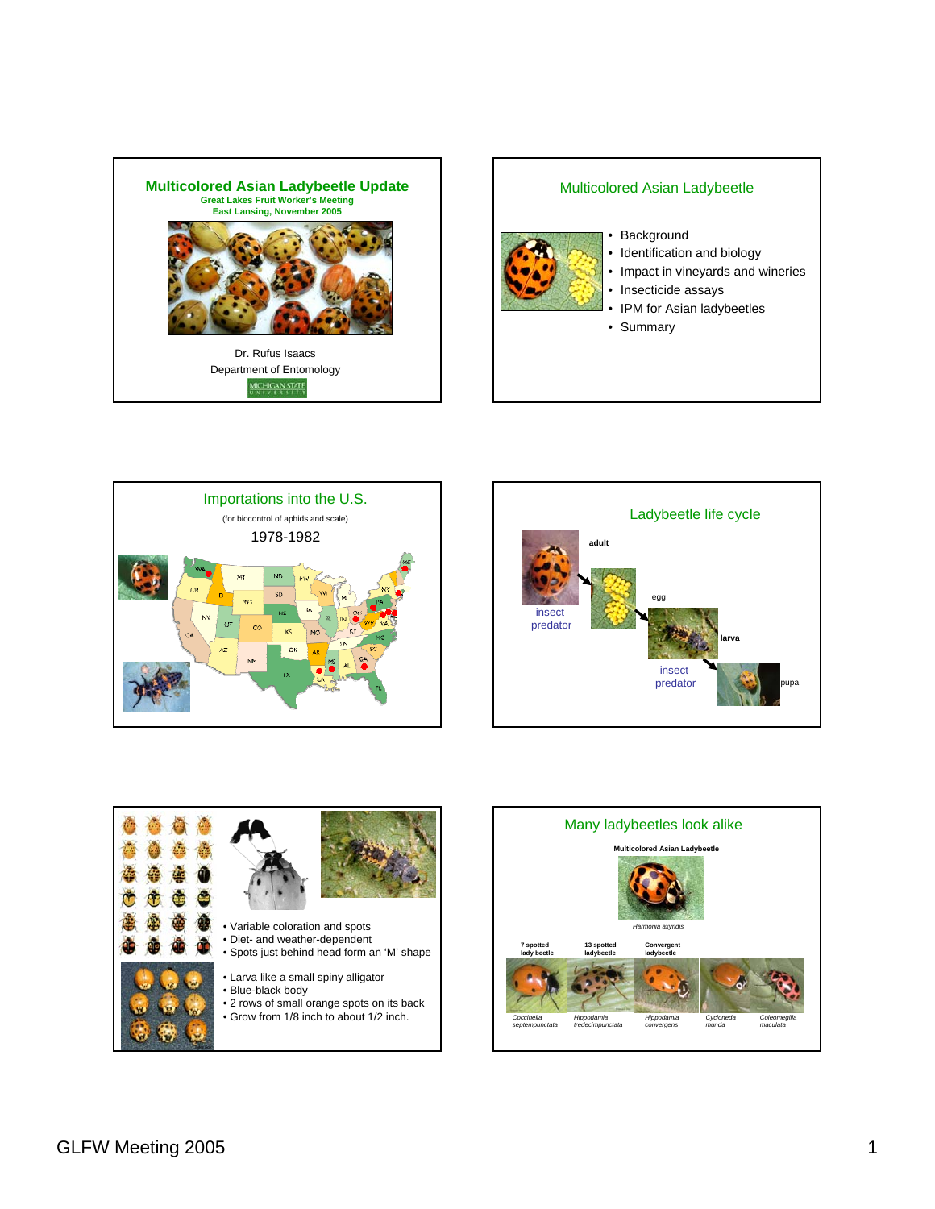# Multicolored Asian Ladybeetle Update

**Great Lakes Fruit Worker's Meeting**
**East Lansing, November 2005**

Dr. Rufus Isaacs
Department of Entomology

MICHIGAN STATE UNIVERSITY

---

## Multicolored Asian Ladybeetle

- Background
- Identification and biology
- Impact in vineyards and wineries
- Insecticide assays
- IPM for Asian ladybeetles
- Summary

---

## Importations into the U.S.

(for biocontrol of aphids and scale)

1978-1982

---

## Ladybeetle life cycle

adult — insect predator

egg

larva — insect predator

pupa

---

- Variable coloration and spots
- Diet- and weather-dependent
- Spots just behind head form an 'M' shape

- Larva like a small spiny alligator
- Blue-black body
- 2 rows of small orange spots on its back
- Grow from 1/8 inch to about 1/2 inch.

---

## Many ladybeetles look alike

**Multicolored Asian Ladybeetle**

*Harmonia axyridis*

| 7 spotted lady beetle | 13 spotted ladybeetle | Convergent ladybeetle | | |
|---|---|---|---|---|
| *Coccinella septempunctata* | *Hippodamia tredecimpunctata* | *Hippodamia convergens* | *Cycloneda munda* | *Coleomegilla maculata* |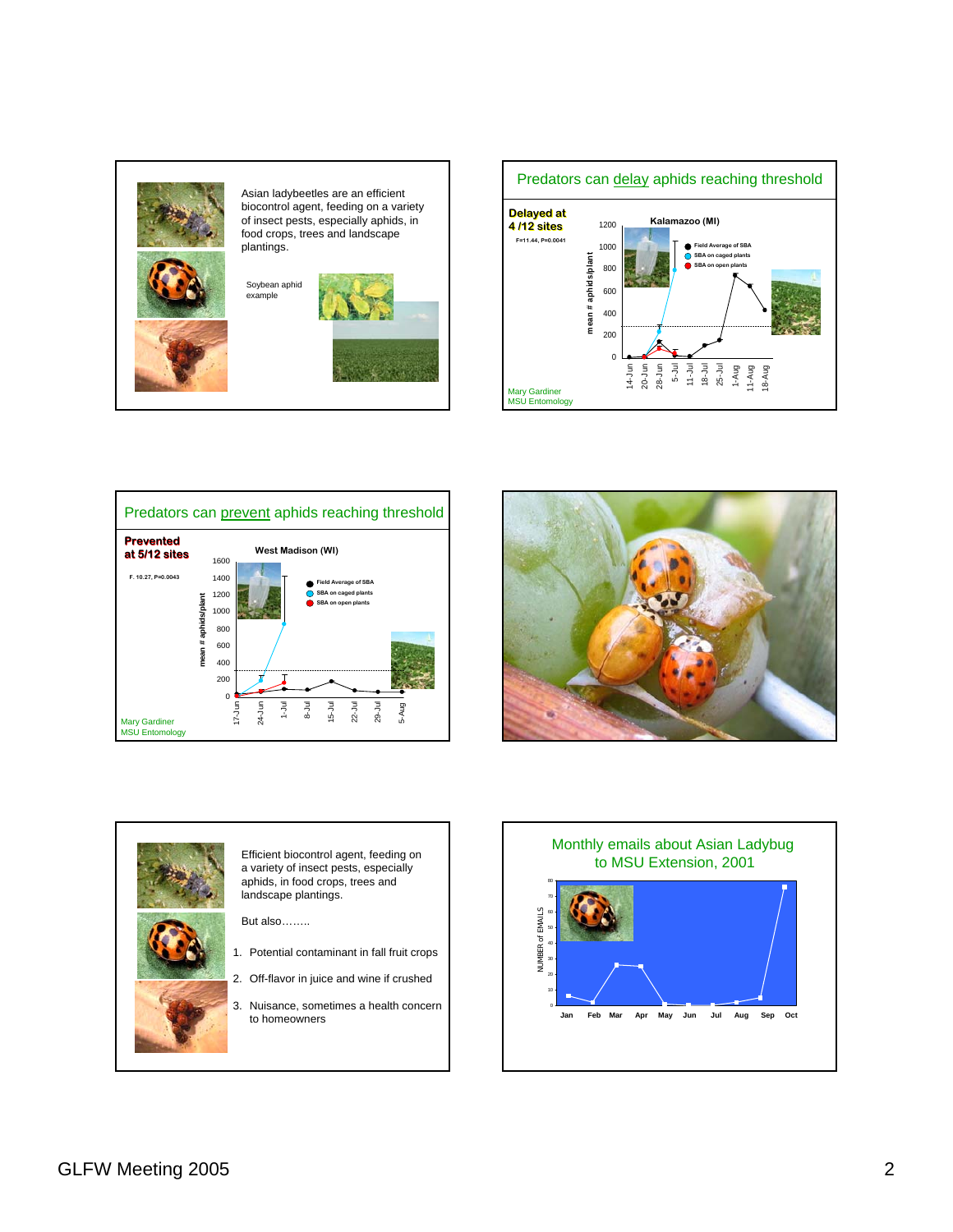Asian ladybeetles are an efficient biocontrol agent, feeding on a variety of insect pests, especially aphids, in food crops, trees and landscape plantings.

Soybean aphid example

## Predators can delay aphids reaching threshold

**Delayed at 4 /12 sites**

F=11.44, P=0.0041

Kalamazoo (MI)

- Field Average of SBA
- SBA on caged plants
- SBA on open plants

mean # aphids/plant

Mary Gardiner
MSU Entomology

## Predators can prevent aphids reaching threshold

**Prevented at 5/12 sites**

F. 10.27, P=0.0043

West Madison (WI)

- Field Average of SBA
- SBA on caged plants
- SBA on open plants

mean # aphids/plant

Mary Gardiner
MSU Entomology

Efficient biocontrol agent, feeding on a variety of insect pests, especially aphids, in food crops, trees and landscape plantings.

But also……..

1. Potential contaminant in fall fruit crops
2. Off-flavor in juice and wine if crushed
3. Nuisance, sometimes a health concern to homeowners

## Monthly emails about Asian Ladybug to MSU Extension, 2001

NUMBER of EMAILS

Jan Feb Mar Apr May Jun Jul Aug Sep Oct

GLFW Meeting 2005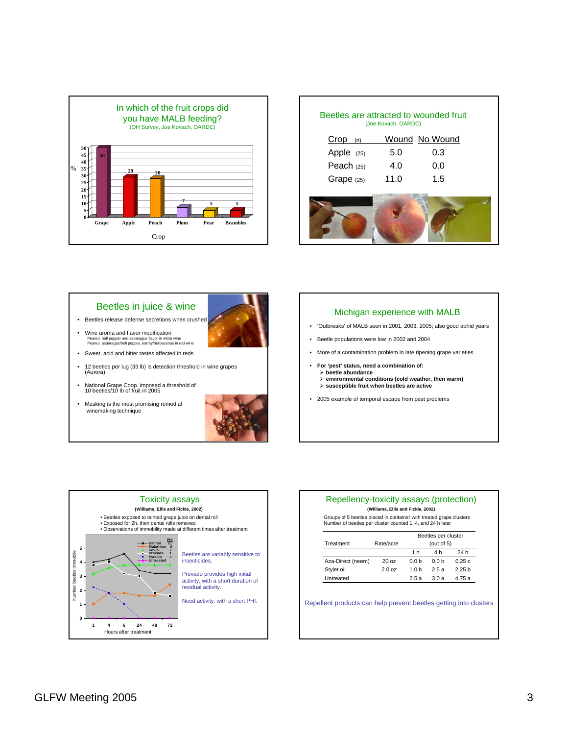## In which of the fruit crops did you have MALB feeding?

(OH Survey, Joe Kovach, OARDC)

| Crop | % |
|---|---|
| Grape | 50 |
| Apple | 29 |
| Peach | 28 |
| Plum | 7 |
| Pear | 5 |
| Brambles | 5 |

## Beetles are attracted to wounded fruit

(Joe Kovach, OARDC)

| Crop (n) | Wound | No Wound |
|---|---|---|
| Apple (25) | 5.0 | 0.3 |
| Peach (25) | 4.0 | 0.0 |
| Grape (25) | 11.0 | 1.5 |

## Beetles in juice & wine

- Beetles release defense secretions when crushed
- Wine aroma and flavor modification
  - Peanut, bell pepper and asparagus flavor in white wine
  - Peanut, asparagus/bell pepper, earthy/herbaceous in red wine
- Sweet, acid and bitter tastes affected in reds
- 12 beetles per lug (33 lb) is detection threshold in wine grapes (Aurora)
- National Grape Coop. imposed a threshold of 10 beetles/10 lb of fruit in 2005
- Masking is the most promising remedial winemaking technique

## Michigan experience with MALB

- 'Outbreaks' of MALB seen in 2001, 2003, 2005; also good aphid years
- Beetle populations were low in 2002 and 2004
- More of a contamination problem in late ripening grape varieties
- **For 'pest' status, need a combination of:**
  - **beetle abundance**
  - **environmental conditions (cold weather, then warm)**
  - **susceptible fruit when beetles are active**
- 2005 example of temporal escape from pest problems

## Toxicity assays

**(Williams, Ellis and Fickle, 2002)**

- Beetles exposed to tainted grape juice on dental roll
- Exposed for 2h, then dental rolls removed
- Observations of immobility made at different times after treatment

Number beetles immobile vs. Hours after treatment (1, 4, 6, 24, 48, 72)

| Treatment | PHI |
|---|---|
| Danitol | 21 |
| Malathion | 3 |
| Sevin | 7 |
| Provado | 1 |
| Pyrellin | 0 |
| Untreated | |

Beetles are variably sensitive to insecticides.

Provado provides high initial activity, with a short duration of residual activity.

Need activity, with a short PHI.

## Repellency-toxicity assays (protection)

**(Williams, Ellis and Fickle, 2002)**

Groups of 5 beetles placed in container with treated grape clusters
Number of beetles per cluster counted 1, 4, and 24 h later

| Treatment | Rate/acre | Beetles per cluster (out of 5) | | |
|---|---|---|---|---|
| | | 1 h | 4 h | 24 h |
| Aza-Direct (neem) | 20 oz | 0.0 b | 0.0 b | 0.25 c |
| Stylet oil | 2.0 oz | 1.0 b | 2.5 a | 2.25 b |
| Untreated | | 2.5 a | 3.0 a | 4.75 a |

Repellent products can help prevent beetles getting into clusters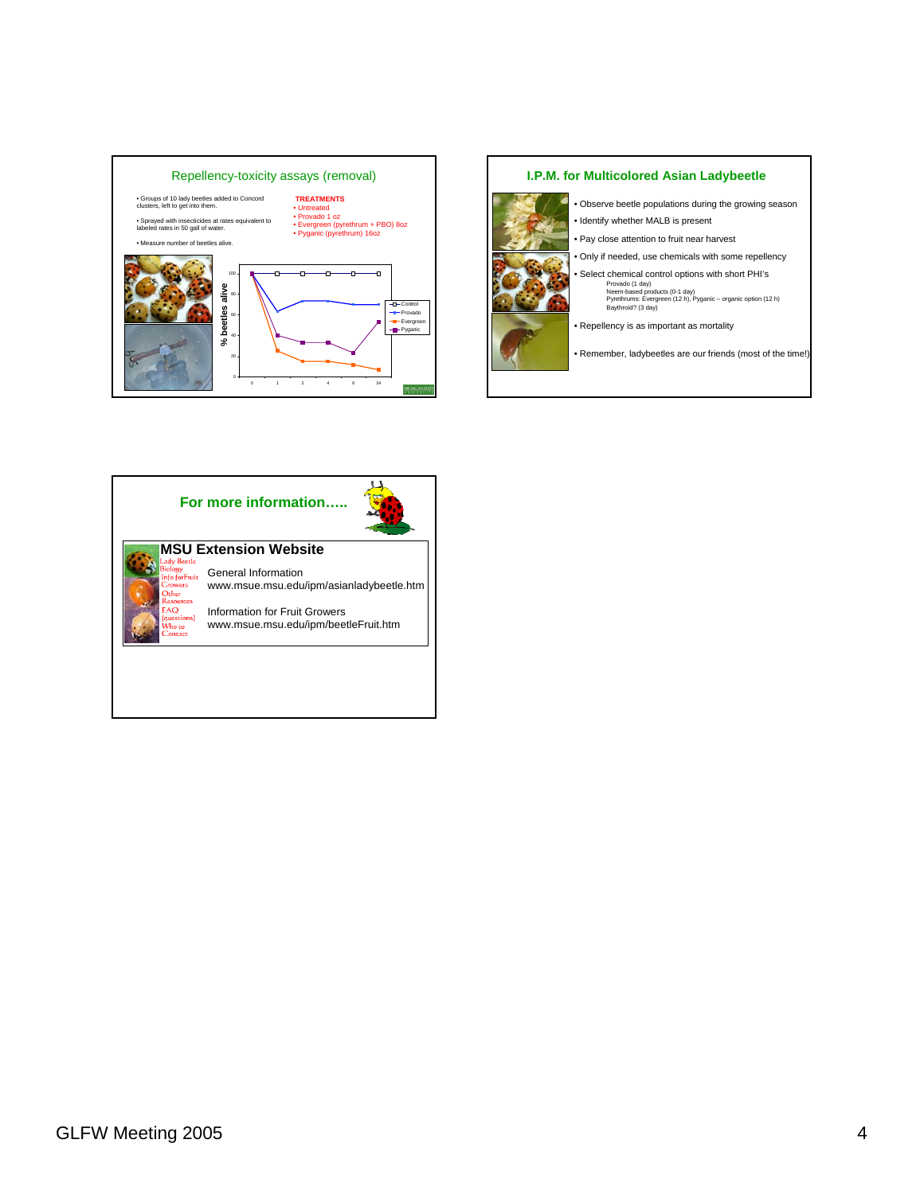## Repellency-toxicity assays (removal)

- Groups of 10 lady beetles added to Concord clusters, left to get into them.
- Sprayed with insecticides at rates equivalent to labeled rates in 50 gall of water.
- Measure number of beetles alive.

**TREATMENTS**

- Untreated
- Provado 1 oz
- Evergreen (pyrethrum + PBO) 8oz
- Pyganic (pyrethrum) 16oz

% beetles alive

100
80
60
40
20
0

0 1 2 4 6 24

Control
Provado
Evergreen
Pyganic

MICHIGAN STATE UNIVERSITY

## I.P.M. for Multicolored Asian Ladybeetle

- Observe beetle populations during the growing season
- Identify whether MALB is present
- Pay close attention to fruit near harvest
- Only if needed, use chemicals with some repellency
- Select chemical control options with short PHI's
  - Provado (1 day)
  - Neem-based products (0-1 day)
  - Pyrethrums: Evergreen (12 h), Pyganic – organic option (12 h)
  - Baythroid? (3 day)
- Repellency is as important as mortality
- Remember, ladybeetles are our friends (most of the time!)

## For more information…..

**MSU Extension Website**

Lady Beetle Biology
Info for Fruit Growers
Other Resources
FAQ (questions)
Who to Contact

General Information
www.msue.msu.edu/ipm/asianladybeetle.htm

Information for Fruit Growers
www.msue.msu.edu/ipm/beetleFruit.htm